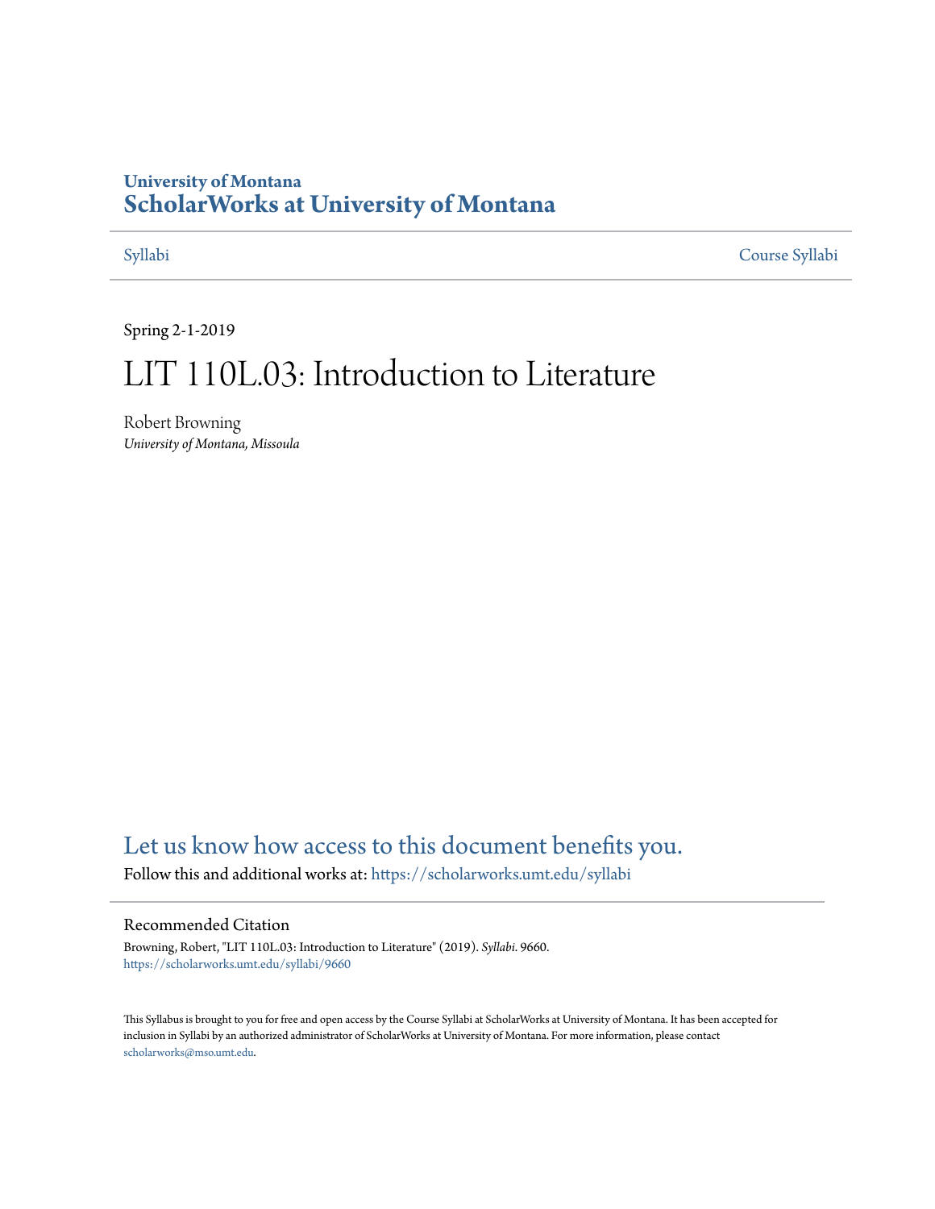# University of Montana
# ScholarWorks at University of Montana

Syllabi | Course Syllabi

Spring 2-1-2019

# LIT 110L.03: Introduction to Literature

Robert Browning
*University of Montana, Missoula*

Let us know how access to this document benefits you.

Follow this and additional works at: https://scholarworks.umt.edu/syllabi

## Recommended Citation

Browning, Robert, "LIT 110L.03: Introduction to Literature" (2019). *Syllabi*. 9660.
https://scholarworks.umt.edu/syllabi/9660

This Syllabus is brought to you for free and open access by the Course Syllabi at ScholarWorks at University of Montana. It has been accepted for inclusion in Syllabi by an authorized administrator of ScholarWorks at University of Montana. For more information, please contact scholarworks@mso.umt.edu.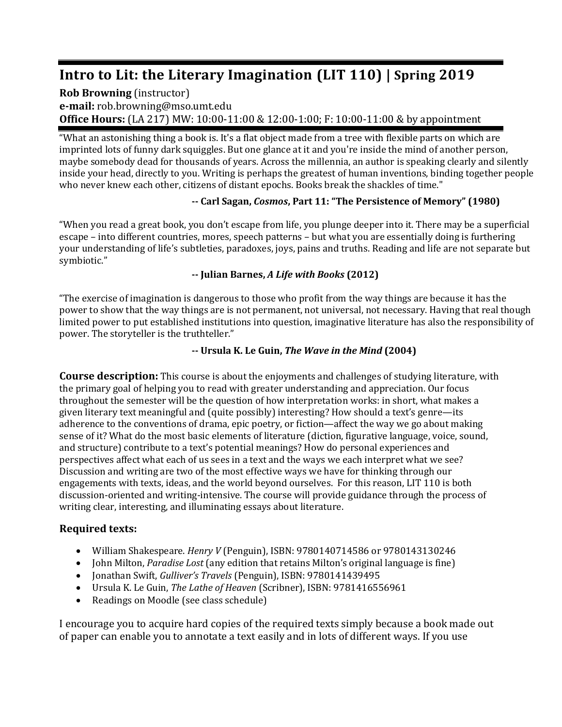# Intro to Lit: the Literary Imagination (LIT 110) | Spring 2019

**Rob Browning** (instructor)
**e-mail:** rob.browning@mso.umt.edu
**Office Hours:** (LA 217) MW: 10:00-11:00 & 12:00-1:00; F: 10:00-11:00 & by appointment

"What an astonishing thing a book is. It's a flat object made from a tree with flexible parts on which are imprinted lots of funny dark squiggles. But one glance at it and you're inside the mind of another person, maybe somebody dead for thousands of years. Across the millennia, an author is speaking clearly and silently inside your head, directly to you. Writing is perhaps the greatest of human inventions, binding together people who never knew each other, citizens of distant epochs. Books break the shackles of time."

**-- Carl Sagan, *Cosmos*, Part 11: "The Persistence of Memory" (1980)**

"When you read a great book, you don't escape from life, you plunge deeper into it. There may be a superficial escape – into different countries, mores, speech patterns – but what you are essentially doing is furthering your understanding of life's subtleties, paradoxes, joys, pains and truths. Reading and life are not separate but symbiotic."

**-- Julian Barnes, *A Life with Books* (2012)**

"The exercise of imagination is dangerous to those who profit from the way things are because it has the power to show that the way things are is not permanent, not universal, not necessary. Having that real though limited power to put established institutions into question, imaginative literature has also the responsibility of power. The storyteller is the truthteller."

**-- Ursula K. Le Guin, *The Wave in the Mind* (2004)**

**Course description:** This course is about the enjoyments and challenges of studying literature, with the primary goal of helping you to read with greater understanding and appreciation. Our focus throughout the semester will be the question of how interpretation works: in short, what makes a given literary text meaningful and (quite possibly) interesting? How should a text's genre—its adherence to the conventions of drama, epic poetry, or fiction—affect the way we go about making sense of it? What do the most basic elements of literature (diction, figurative language, voice, sound, and structure) contribute to a text's potential meanings? How do personal experiences and perspectives affect what each of us sees in a text and the ways we each interpret what we see? Discussion and writing are two of the most effective ways we have for thinking through our engagements with texts, ideas, and the world beyond ourselves. For this reason, LIT 110 is both discussion-oriented and writing-intensive. The course will provide guidance through the process of writing clear, interesting, and illuminating essays about literature.

### Required texts:

- William Shakespeare. *Henry V* (Penguin), ISBN: 9780140714586 or 9780143130246
- John Milton, *Paradise Lost* (any edition that retains Milton's original language is fine)
- Jonathan Swift, *Gulliver's Travels* (Penguin), ISBN: 9780141439495
- Ursula K. Le Guin, *The Lathe of Heaven* (Scribner), ISBN: 9781416556961
- Readings on Moodle (see class schedule)

I encourage you to acquire hard copies of the required texts simply because a book made out of paper can enable you to annotate a text easily and in lots of different ways. If you use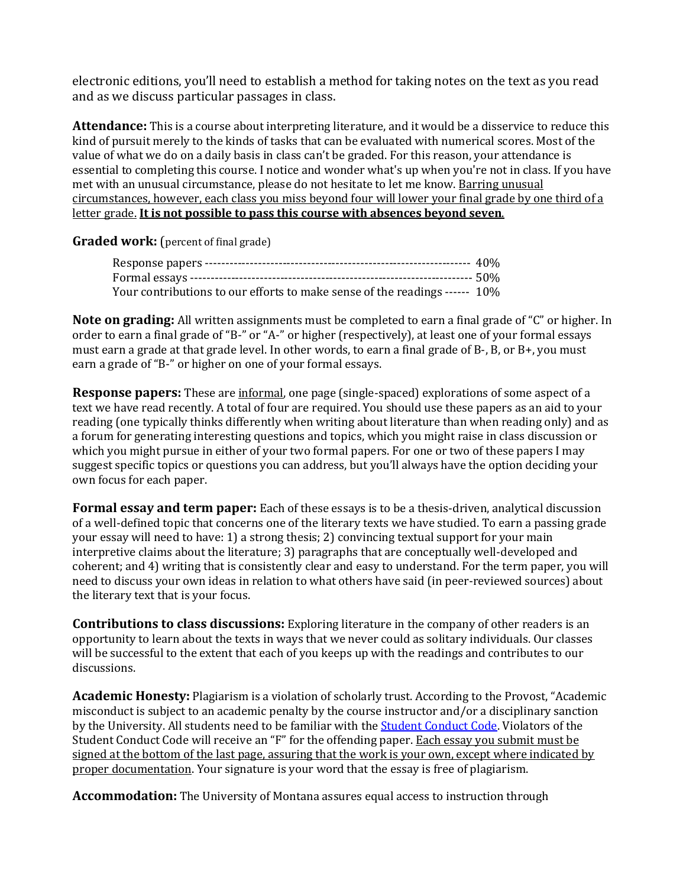electronic editions, you'll need to establish a method for taking notes on the text as you read and as we discuss particular passages in class.

**Attendance:** This is a course about interpreting literature, and it would be a disservice to reduce this kind of pursuit merely to the kinds of tasks that can be evaluated with numerical scores. Most of the value of what we do on a daily basis in class can't be graded. For this reason, your attendance is essential to completing this course. I notice and wonder what's up when you're not in class. If you have met with an unusual circumstance, please do not hesitate to let me know. Barring unusual circumstances, however, each class you miss beyond four will lower your final grade by one third of a letter grade. **It is not possible to pass this course with absences beyond seven**.

**Graded work:** (percent of final grade)

Response papers ---------------------------------------------------------------- 40%
Formal essays ------------------------------------------------------------------- 50%
Your contributions to our efforts to make sense of the readings ------ 10%

**Note on grading:** All written assignments must be completed to earn a final grade of "C" or higher. In order to earn a final grade of "B-" or "A-" or higher (respectively), at least one of your formal essays must earn a grade at that grade level. In other words, to earn a final grade of B-, B, or B+, you must earn a grade of "B-" or higher on one of your formal essays.

**Response papers:** These are informal, one page (single-spaced) explorations of some aspect of a text we have read recently. A total of four are required. You should use these papers as an aid to your reading (one typically thinks differently when writing about literature than when reading only) and as a forum for generating interesting questions and topics, which you might raise in class discussion or which you might pursue in either of your two formal papers. For one or two of these papers I may suggest specific topics or questions you can address, but you'll always have the option deciding your own focus for each paper.

**Formal essay and term paper:** Each of these essays is to be a thesis-driven, analytical discussion of a well-defined topic that concerns one of the literary texts we have studied. To earn a passing grade your essay will need to have: 1) a strong thesis; 2) convincing textual support for your main interpretive claims about the literature; 3) paragraphs that are conceptually well-developed and coherent; and 4) writing that is consistently clear and easy to understand. For the term paper, you will need to discuss your own ideas in relation to what others have said (in peer-reviewed sources) about the literary text that is your focus.

**Contributions to class discussions:** Exploring literature in the company of other readers is an opportunity to learn about the texts in ways that we never could as solitary individuals. Our classes will be successful to the extent that each of you keeps up with the readings and contributes to our discussions.

**Academic Honesty:** Plagiarism is a violation of scholarly trust. According to the Provost, "Academic misconduct is subject to an academic penalty by the course instructor and/or a disciplinary sanction by the University. All students need to be familiar with the Student Conduct Code. Violators of the Student Conduct Code will receive an "F" for the offending paper. Each essay you submit must be signed at the bottom of the last page, assuring that the work is your own, except where indicated by proper documentation. Your signature is your word that the essay is free of plagiarism.

**Accommodation:** The University of Montana assures equal access to instruction through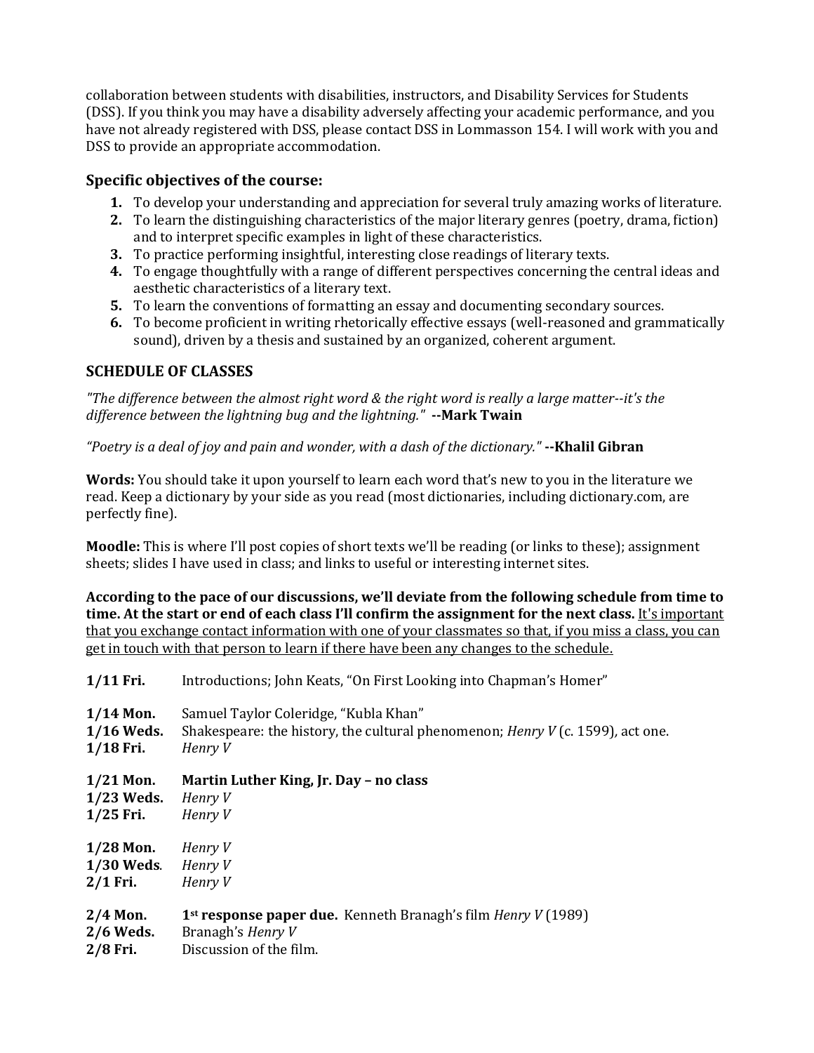collaboration between students with disabilities, instructors, and Disability Services for Students (DSS). If you think you may have a disability adversely affecting your academic performance, and you have not already registered with DSS, please contact DSS in Lommasson 154. I will work with you and DSS to provide an appropriate accommodation.

### Specific objectives of the course:

1. To develop your understanding and appreciation for several truly amazing works of literature.
2. To learn the distinguishing characteristics of the major literary genres (poetry, drama, fiction) and to interpret specific examples in light of these characteristics.
3. To practice performing insightful, interesting close readings of literary texts.
4. To engage thoughtfully with a range of different perspectives concerning the central ideas and aesthetic characteristics of a literary text.
5. To learn the conventions of formatting an essay and documenting secondary sources.
6. To become proficient in writing rhetorically effective essays (well-reasoned and grammatically sound), driven by a thesis and sustained by an organized, coherent argument.

### SCHEDULE OF CLASSES

*"The difference between the almost right word & the right word is really a large matter--it's the difference between the lightning bug and the lightning."* **--Mark Twain**

*"Poetry is a deal of joy and pain and wonder, with a dash of the dictionary."* **--Khalil Gibran**

**Words:** You should take it upon yourself to learn each word that's new to you in the literature we read. Keep a dictionary by your side as you read (most dictionaries, including dictionary.com, are perfectly fine).

**Moodle:** This is where I'll post copies of short texts we'll be reading (or links to these); assignment sheets; slides I have used in class; and links to useful or interesting internet sites.

**According to the pace of our discussions, we'll deviate from the following schedule from time to time. At the start or end of each class I'll confirm the assignment for the next class.** <u>It's important that you exchange contact information with one of your classmates so that, if you miss a class, you can get in touch with that person to learn if there have been any changes to the schedule.</u>

**1/11 Fri.** Introductions; John Keats, "On First Looking into Chapman's Homer"

**1/14 Mon.** Samuel Taylor Coleridge, "Kubla Khan"
**1/16 Weds.** Shakespeare: the history, the cultural phenomenon; *Henry V* (c. 1599), act one.
**1/18 Fri.** *Henry V*

**1/21 Mon.** **Martin Luther King, Jr. Day – no class**
**1/23 Weds.** *Henry V*
**1/25 Fri.** *Henry V*

**1/28 Mon.** *Henry V*
**1/30 Weds.** *Henry V*
**2/1 Fri.** *Henry V*

**2/4 Mon.** **1st response paper due.** Kenneth Branagh's film *Henry V* (1989)
**2/6 Weds.** Branagh's *Henry V*
**2/8 Fri.** Discussion of the film.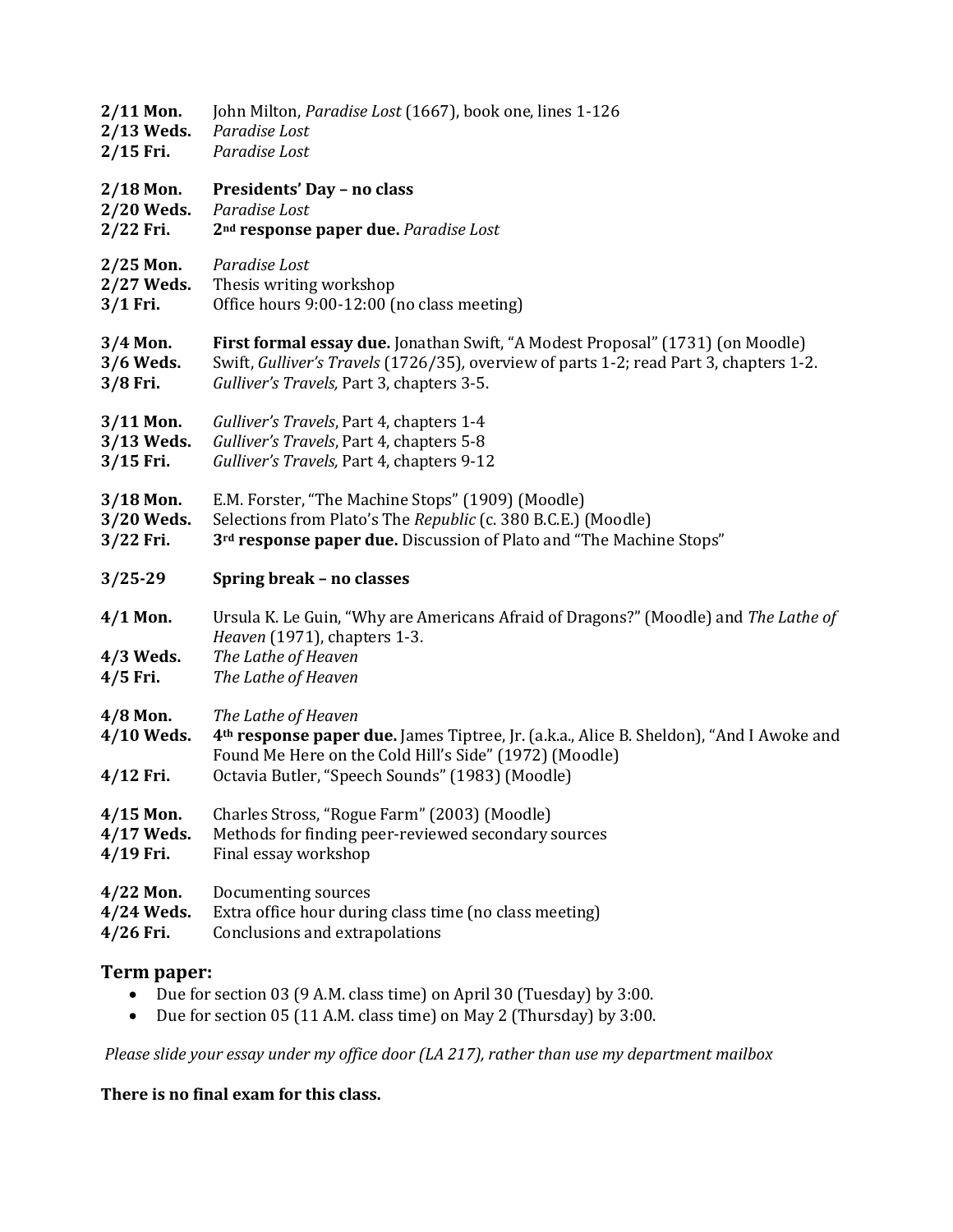**2/11 Mon.** John Milton, *Paradise Lost* (1667), book one, lines 1-126
**2/13 Weds.** *Paradise Lost*
**2/15 Fri.** *Paradise Lost*

**2/18 Mon.** **Presidents' Day – no class**
**2/20 Weds.** *Paradise Lost*
**2/22 Fri.** **2nd response paper due.** *Paradise Lost*

**2/25 Mon.** *Paradise Lost*
**2/27 Weds.** Thesis writing workshop
**3/1 Fri.** Office hours 9:00-12:00 (no class meeting)

**3/4 Mon.** **First formal essay due.** Jonathan Swift, "A Modest Proposal" (1731) (on Moodle)
**3/6 Weds.** Swift, *Gulliver's Travels* (1726/35), overview of parts 1-2; read Part 3, chapters 1-2.
**3/8 Fri.** *Gulliver's Travels,* Part 3, chapters 3-5.

**3/11 Mon.** *Gulliver's Travels*, Part 4, chapters 1-4
**3/13 Weds.** *Gulliver's Travels*, Part 4, chapters 5-8
**3/15 Fri.** *Gulliver's Travels,* Part 4, chapters 9-12

**3/18 Mon.** E.M. Forster, "The Machine Stops" (1909) (Moodle)
**3/20 Weds.** Selections from Plato's The *Republic* (c. 380 B.C.E.) (Moodle)
**3/22 Fri.** **3rd response paper due.** Discussion of Plato and "The Machine Stops"

**3/25-29** **Spring break – no classes**

**4/1 Mon.** Ursula K. Le Guin, "Why are Americans Afraid of Dragons?" (Moodle) and *The Lathe of Heaven* (1971), chapters 1-3.
**4/3 Weds.** *The Lathe of Heaven*
**4/5 Fri.** *The Lathe of Heaven*

**4/8 Mon.** *The Lathe of Heaven*
**4/10 Weds.** **4th response paper due.** James Tiptree, Jr. (a.k.a., Alice B. Sheldon), "And I Awoke and Found Me Here on the Cold Hill's Side" (1972) (Moodle)
**4/12 Fri.** Octavia Butler, "Speech Sounds" (1983) (Moodle)

**4/15 Mon.** Charles Stross, "Rogue Farm" (2003) (Moodle)
**4/17 Weds.** Methods for finding peer-reviewed secondary sources
**4/19 Fri.** Final essay workshop

**4/22 Mon.** Documenting sources
**4/24 Weds.** Extra office hour during class time (no class meeting)
**4/26 Fri.** Conclusions and extrapolations

## Term paper:

- Due for section 03 (9 A.M. class time) on April 30 (Tuesday) by 3:00.
- Due for section 05 (11 A.M. class time) on May 2 (Thursday) by 3:00.

*Please slide your essay under my office door (LA 217), rather than use my department mailbox*

**There is no final exam for this class.**